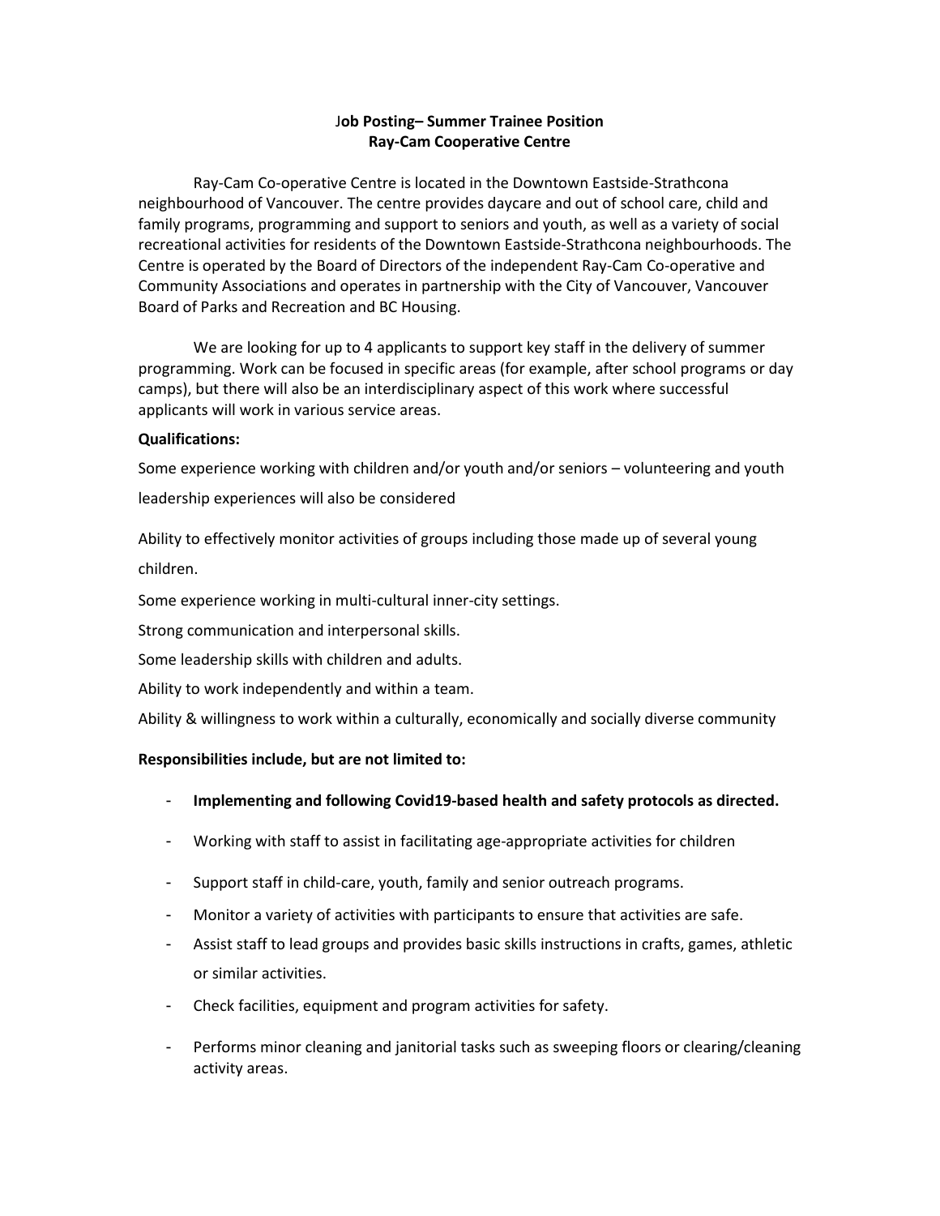**Job Posting– Summer Trainee Position**
**Ray-Cam Cooperative Centre**

Ray-Cam Co-operative Centre is located in the Downtown Eastside-Strathcona neighbourhood of Vancouver. The centre provides daycare and out of school care, child and family programs, programming and support to seniors and youth, as well as a variety of social recreational activities for residents of the Downtown Eastside-Strathcona neighbourhoods. The Centre is operated by the Board of Directors of the independent Ray-Cam Co-operative and Community Associations and operates in partnership with the City of Vancouver, Vancouver Board of Parks and Recreation and BC Housing.

We are looking for up to 4 applicants to support key staff in the delivery of summer programming. Work can be focused in specific areas (for example, after school programs or day camps), but there will also be an interdisciplinary aspect of this work where successful applicants will work in various service areas.

**Qualifications:**

Some experience working with children and/or youth and/or seniors – volunteering and youth leadership experiences will also be considered

Ability to effectively monitor activities of groups including those made up of several young children.

Some experience working in multi-cultural inner-city settings.

Strong communication and interpersonal skills.

Some leadership skills with children and adults.

Ability to work independently and within a team.

Ability & willingness to work within a culturally, economically and socially diverse community

**Responsibilities include, but are not limited to:**

- **Implementing and following Covid19-based health and safety protocols as directed.**
- Working with staff to assist in facilitating age-appropriate activities for children
- Support staff in child-care, youth, family and senior outreach programs.
- Monitor a variety of activities with participants to ensure that activities are safe.
- Assist staff to lead groups and provides basic skills instructions in crafts, games, athletic or similar activities.
- Check facilities, equipment and program activities for safety.
- Performs minor cleaning and janitorial tasks such as sweeping floors or clearing/cleaning activity areas.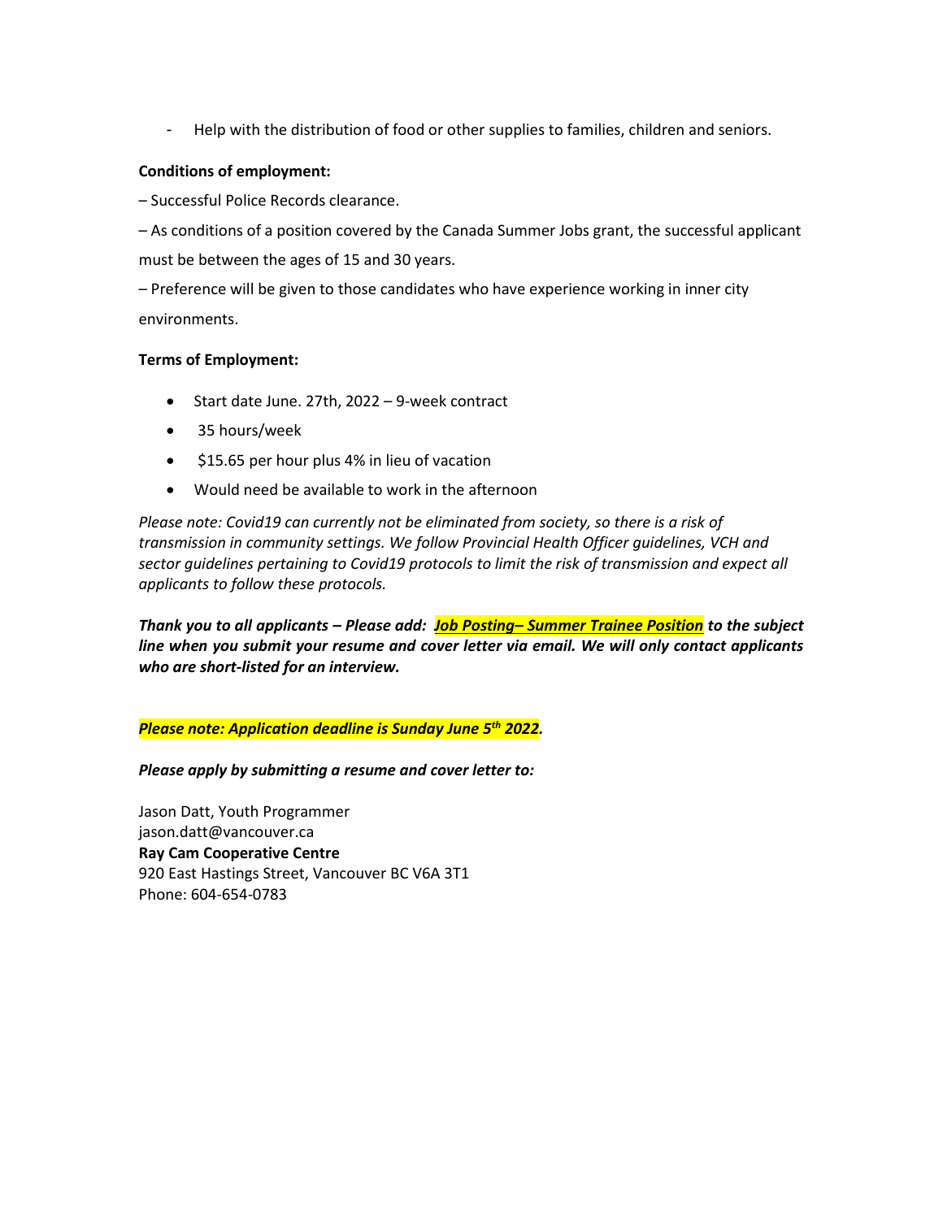- Help with the distribution of food or other supplies to families, children and seniors.

**Conditions of employment:**

– Successful Police Records clearance.

– As conditions of a position covered by the Canada Summer Jobs grant, the successful applicant must be between the ages of 15 and 30 years.

– Preference will be given to those candidates who have experience working in inner city environments.

**Terms of Employment:**

- Start date June. 27th, 2022 – 9-week contract
- 35 hours/week
- $15.65 per hour plus 4% in lieu of vacation
- Would need be available to work in the afternoon

*Please note: Covid19 can currently not be eliminated from society, so there is a risk of transmission in community settings. We follow Provincial Health Officer guidelines, VCH and sector guidelines pertaining to Covid19 protocols to limit the risk of transmission and expect all applicants to follow these protocols.*

***Thank you to all applicants – Please add: Job Posting– Summer Trainee Position to the subject line when you submit your resume and cover letter via email. We will only contact applicants who are short-listed for an interview.***

***Please note: Application deadline is Sunday June 5th 2022.***

***Please apply by submitting a resume and cover letter to:***

Jason Datt, Youth Programmer
jason.datt@vancouver.ca
**Ray Cam Cooperative Centre**
920 East Hastings Street, Vancouver BC V6A 3T1
Phone: 604-654-0783